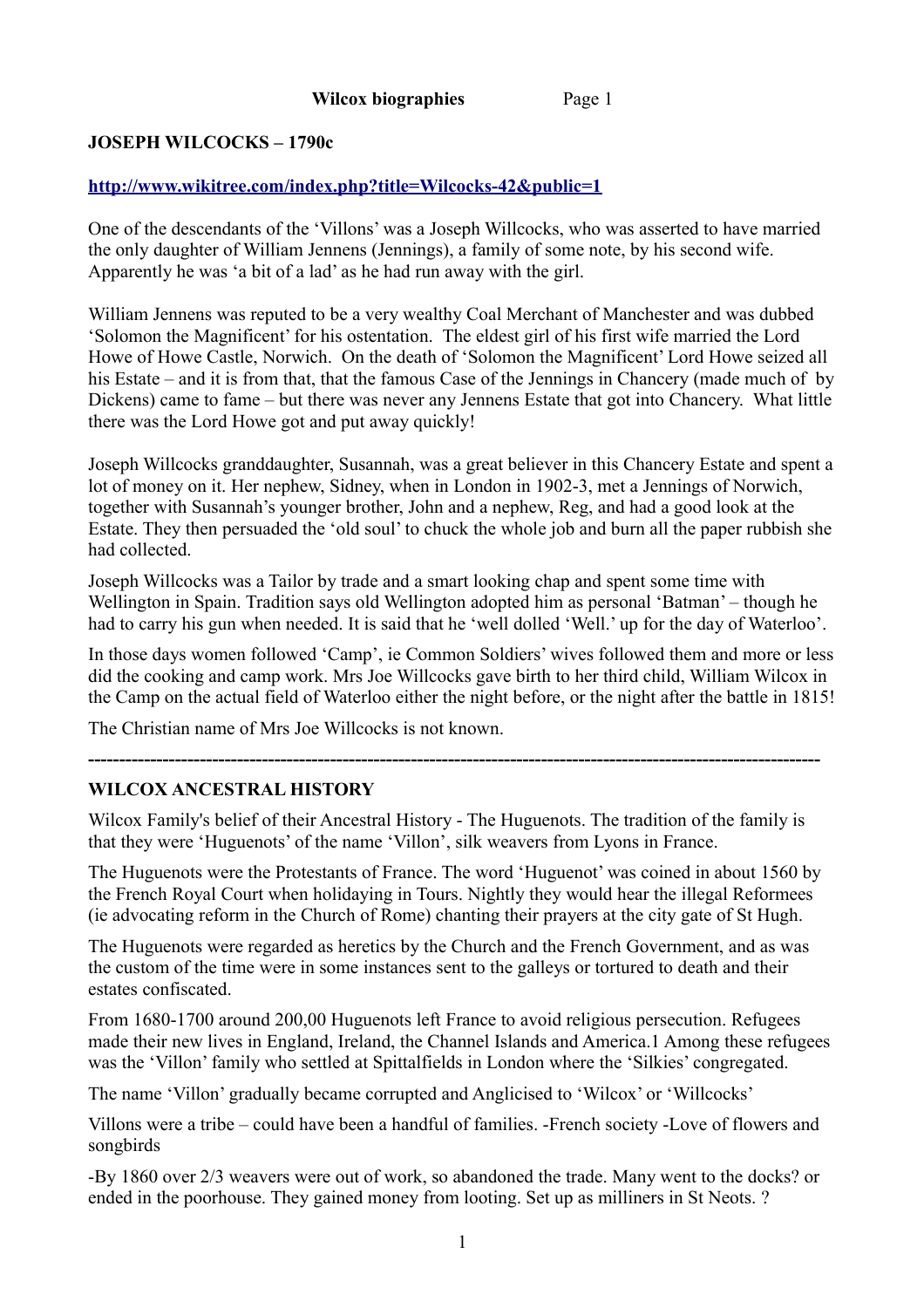**JOSEPH WILCOCKS – 1790c**

**http://www.wikitree.com/index.php?title=Wilcocks-42&public=1**

One of the descendants of the 'Villons' was a Joseph Willcocks, who was asserted to have married the only daughter of William Jennens (Jennings), a family of some note, by his second wife. Apparently he was 'a bit of a lad' as he had run away with the girl.

William Jennens was reputed to be a very wealthy Coal Merchant of Manchester and was dubbed 'Solomon the Magnificent' for his ostentation. The eldest girl of his first wife married the Lord Howe of Howe Castle, Norwich. On the death of 'Solomon the Magnificent' Lord Howe seized all his Estate – and it is from that, that the famous Case of the Jennings in Chancery (made much of by Dickens) came to fame – but there was never any Jennens Estate that got into Chancery. What little there was the Lord Howe got and put away quickly!

Joseph Willcocks granddaughter, Susannah, was a great believer in this Chancery Estate and spent a lot of money on it. Her nephew, Sidney, when in London in 1902-3, met a Jennings of Norwich, together with Susannah's younger brother, John and a nephew, Reg, and had a good look at the Estate. They then persuaded the 'old soul' to chuck the whole job and burn all the paper rubbish she had collected.

Joseph Willcocks was a Tailor by trade and a smart looking chap and spent some time with Wellington in Spain. Tradition says old Wellington adopted him as personal 'Batman' – though he had to carry his gun when needed. It is said that he 'well dolled 'Well.' up for the day of Waterloo'.

In those days women followed 'Camp', ie Common Soldiers' wives followed them and more or less did the cooking and camp work. Mrs Joe Willcocks gave birth to her third child, William Wilcox in the Camp on the actual field of Waterloo either the night before, or the night after the battle in 1815!

The Christian name of Mrs Joe Willcocks is not known.

---

**WILCOX ANCESTRAL HISTORY**

Wilcox Family's belief of their Ancestral History - The Huguenots. The tradition of the family is that they were 'Huguenots' of the name 'Villon', silk weavers from Lyons in France.

The Huguenots were the Protestants of France. The word 'Huguenot' was coined in about 1560 by the French Royal Court when holidaying in Tours. Nightly they would hear the illegal Reformees (ie advocating reform in the Church of Rome) chanting their prayers at the city gate of St Hugh.

The Huguenots were regarded as heretics by the Church and the French Government, and as was the custom of the time were in some instances sent to the galleys or tortured to death and their estates confiscated.

From 1680-1700 around 200,00 Huguenots left France to avoid religious persecution. Refugees made their new lives in England, Ireland, the Channel Islands and America.1 Among these refugees was the 'Villon' family who settled at Spittalfields in London where the 'Silkies' congregated.

The name 'Villon' gradually became corrupted and Anglicised to 'Wilcox' or 'Willcocks'

Villons were a tribe – could have been a handful of families. -French society -Love of flowers and songbirds

-By 1860 over 2/3 weavers were out of work, so abandoned the trade. Many went to the docks? or ended in the poorhouse. They gained money from looting. Set up as milliners in St Neots. ?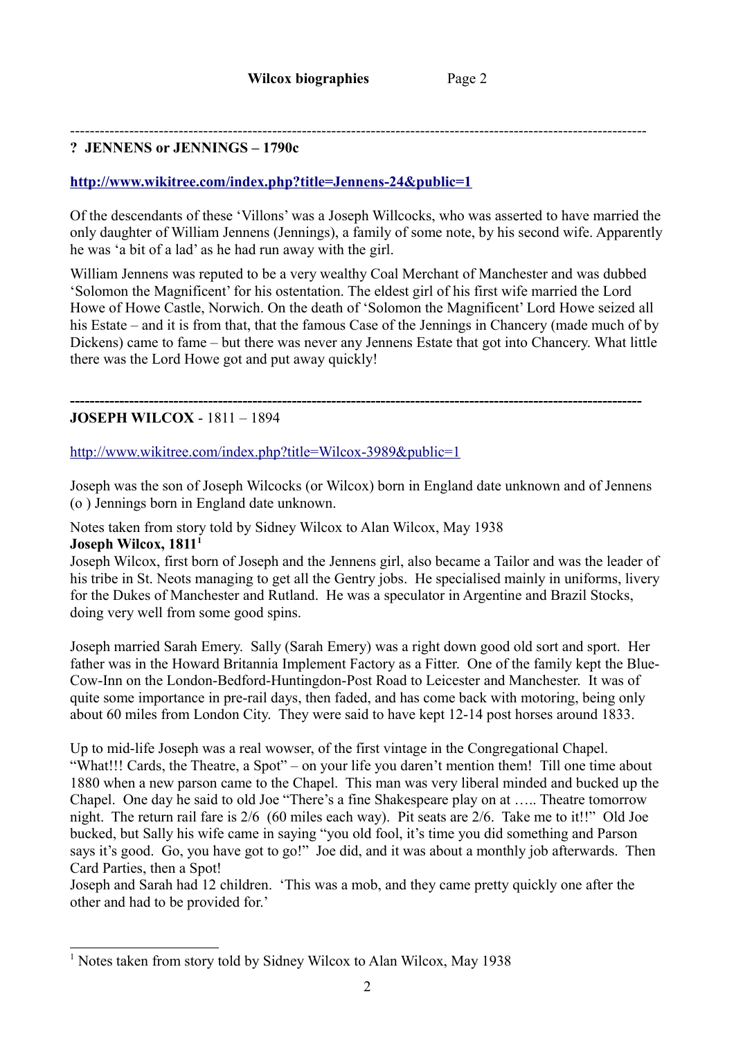---

**? JENNENS or JENNINGS – 1790c**

**http://www.wikitree.com/index.php?title=Jennens-24&public=1**

Of the descendants of these 'Villons' was a Joseph Willcocks, who was asserted to have married the only daughter of William Jennens (Jennings), a family of some note, by his second wife. Apparently he was 'a bit of a lad' as he had run away with the girl.

William Jennens was reputed to be a very wealthy Coal Merchant of Manchester and was dubbed 'Solomon the Magnificent' for his ostentation. The eldest girl of his first wife married the Lord Howe of Howe Castle, Norwich. On the death of 'Solomon the Magnificent' Lord Howe seized all his Estate – and it is from that, that the famous Case of the Jennings in Chancery (made much of by Dickens) came to fame – but there was never any Jennens Estate that got into Chancery. What little there was the Lord Howe got and put away quickly!

---

**JOSEPH WILCOX** - 1811 – 1894

http://www.wikitree.com/index.php?title=Wilcox-3989&public=1

Joseph was the son of Joseph Wilcocks (or Wilcox) born in England date unknown and of Jennens (o ) Jennings born in England date unknown.

Notes taken from story told by Sidney Wilcox to Alan Wilcox, May 1938

**Joseph Wilcox, 1811**[1]

Joseph Wilcox, first born of Joseph and the Jennens girl, also became a Tailor and was the leader of his tribe in St. Neots managing to get all the Gentry jobs. He specialised mainly in uniforms, livery for the Dukes of Manchester and Rutland. He was a speculator in Argentine and Brazil Stocks, doing very well from some good spins.

Joseph married Sarah Emery. Sally (Sarah Emery) was a right down good old sort and sport. Her father was in the Howard Britannia Implement Factory as a Fitter. One of the family kept the Blue-Cow-Inn on the London-Bedford-Huntingdon-Post Road to Leicester and Manchester. It was of quite some importance in pre-rail days, then faded, and has come back with motoring, being only about 60 miles from London City. They were said to have kept 12-14 post horses around 1833.

Up to mid-life Joseph was a real wowser, of the first vintage in the Congregational Chapel. "What!!! Cards, the Theatre, a Spot" – on your life you daren't mention them! Till one time about 1880 when a new parson came to the Chapel. This man was very liberal minded and bucked up the Chapel. One day he said to old Joe "There's a fine Shakespeare play on at ….. Theatre tomorrow night. The return rail fare is 2/6 (60 miles each way). Pit seats are 2/6. Take me to it!!" Old Joe bucked, but Sally his wife came in saying "you old fool, it's time you did something and Parson says it's good. Go, you have got to go!" Joe did, and it was about a monthly job afterwards. Then Card Parties, then a Spot!

Joseph and Sarah had 12 children. 'This was a mob, and they came pretty quickly one after the other and had to be provided for.'

---

[1] Notes taken from story told by Sidney Wilcox to Alan Wilcox, May 1938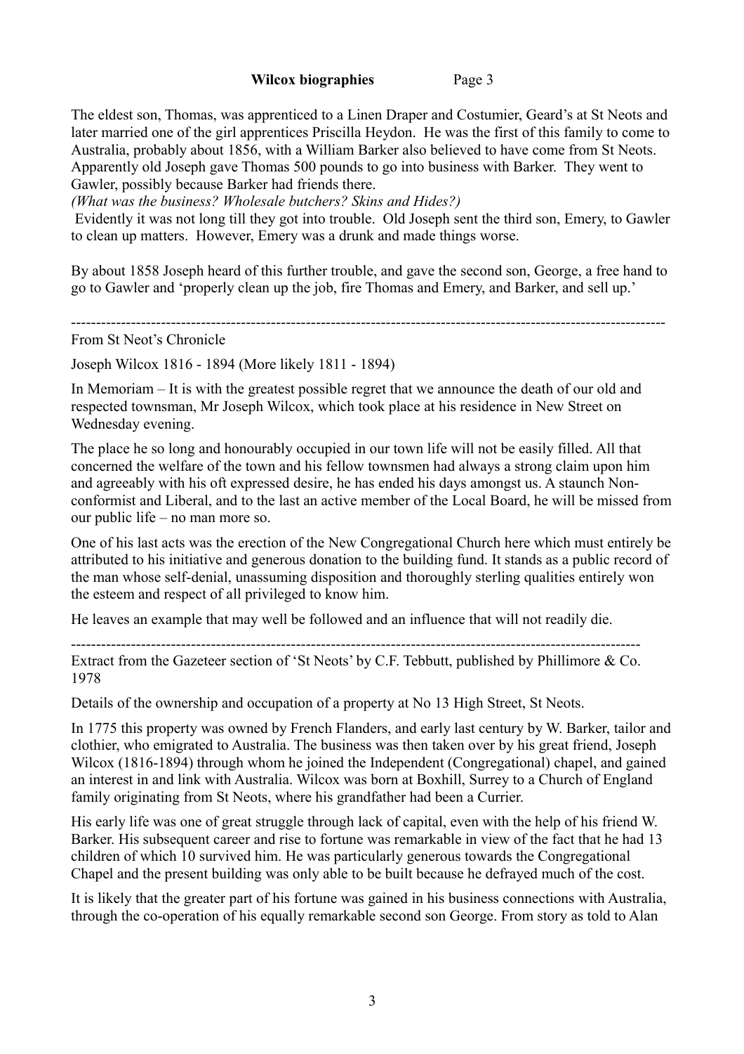The eldest son, Thomas, was apprenticed to a Linen Draper and Costumier, Geard's at St Neots and later married one of the girl apprentices Priscilla Heydon. He was the first of this family to come to Australia, probably about 1856, with a William Barker also believed to have come from St Neots. Apparently old Joseph gave Thomas 500 pounds to go into business with Barker. They went to Gawler, possibly because Barker had friends there.

*(What was the business? Wholesale butchers? Skins and Hides?)*

Evidently it was not long till they got into trouble. Old Joseph sent the third son, Emery, to Gawler to clean up matters. However, Emery was a drunk and made things worse.

By about 1858 Joseph heard of this further trouble, and gave the second son, George, a free hand to go to Gawler and 'properly clean up the job, fire Thomas and Emery, and Barker, and sell up.'

---

From St Neot's Chronicle

Joseph Wilcox 1816 - 1894 (More likely 1811 - 1894)

In Memoriam – It is with the greatest possible regret that we announce the death of our old and respected townsman, Mr Joseph Wilcox, which took place at his residence in New Street on Wednesday evening.

The place he so long and honourably occupied in our town life will not be easily filled. All that concerned the welfare of the town and his fellow townsmen had always a strong claim upon him and agreeably with his oft expressed desire, he has ended his days amongst us. A staunch Non-conformist and Liberal, and to the last an active member of the Local Board, he will be missed from our public life – no man more so.

One of his last acts was the erection of the New Congregational Church here which must entirely be attributed to his initiative and generous donation to the building fund. It stands as a public record of the man whose self-denial, unassuming disposition and thoroughly sterling qualities entirely won the esteem and respect of all privileged to know him.

He leaves an example that may well be followed and an influence that will not readily die.

---

Extract from the Gazeteer section of 'St Neots' by C.F. Tebbutt, published by Phillimore & Co. 1978

Details of the ownership and occupation of a property at No 13 High Street, St Neots.

In 1775 this property was owned by French Flanders, and early last century by W. Barker, tailor and clothier, who emigrated to Australia. The business was then taken over by his great friend, Joseph Wilcox (1816-1894) through whom he joined the Independent (Congregational) chapel, and gained an interest in and link with Australia. Wilcox was born at Boxhill, Surrey to a Church of England family originating from St Neots, where his grandfather had been a Currier.

His early life was one of great struggle through lack of capital, even with the help of his friend W. Barker. His subsequent career and rise to fortune was remarkable in view of the fact that he had 13 children of which 10 survived him. He was particularly generous towards the Congregational Chapel and the present building was only able to be built because he defrayed much of the cost.

It is likely that the greater part of his fortune was gained in his business connections with Australia, through the co-operation of his equally remarkable second son George. From story as told to Alan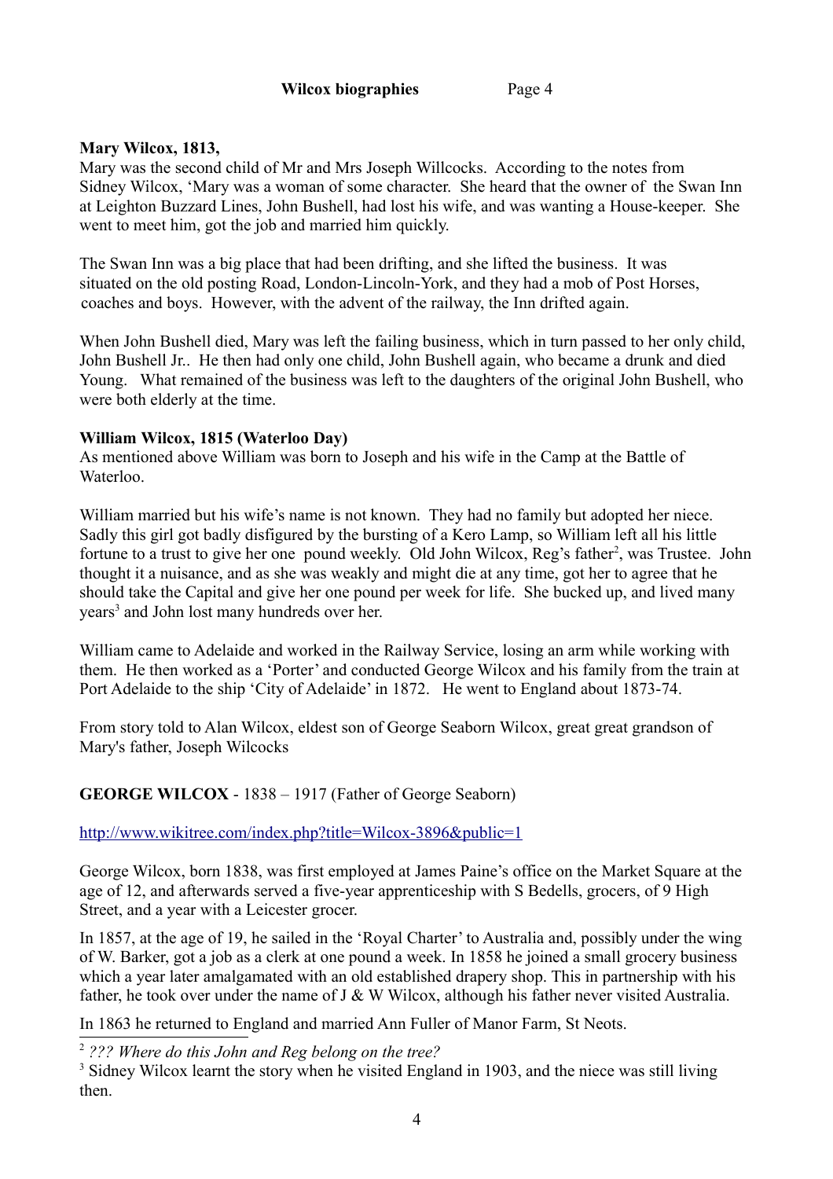**Mary Wilcox, 1813,**

Mary was the second child of Mr and Mrs Joseph Willcocks. According to the notes from Sidney Wilcox, 'Mary was a woman of some character. She heard that the owner of the Swan Inn at Leighton Buzzard Lines, John Bushell, had lost his wife, and was wanting a House-keeper. She went to meet him, got the job and married him quickly.

The Swan Inn was a big place that had been drifting, and she lifted the business. It was situated on the old posting Road, London-Lincoln-York, and they had a mob of Post Horses, coaches and boys. However, with the advent of the railway, the Inn drifted again.

When John Bushell died, Mary was left the failing business, which in turn passed to her only child, John Bushell Jr.. He then had only one child, John Bushell again, who became a drunk and died Young. What remained of the business was left to the daughters of the original John Bushell, who were both elderly at the time.

**William Wilcox, 1815 (Waterloo Day)**

As mentioned above William was born to Joseph and his wife in the Camp at the Battle of Waterloo.

William married but his wife's name is not known. They had no family but adopted her niece. Sadly this girl got badly disfigured by the bursting of a Kero Lamp, so William left all his little fortune to a trust to give her one pound weekly. Old John Wilcox, Reg's father[2], was Trustee. John thought it a nuisance, and as she was weakly and might die at any time, got her to agree that he should take the Capital and give her one pound per week for life. She bucked up, and lived many years[3] and John lost many hundreds over her.

William came to Adelaide and worked in the Railway Service, losing an arm while working with them. He then worked as a 'Porter' and conducted George Wilcox and his family from the train at Port Adelaide to the ship 'City of Adelaide' in 1872. He went to England about 1873-74.

From story told to Alan Wilcox, eldest son of George Seaborn Wilcox, great great grandson of Mary's father, Joseph Wilcocks

**GEORGE WILCOX** - 1838 – 1917 (Father of George Seaborn)

http://www.wikitree.com/index.php?title=Wilcox-3896&public=1

George Wilcox, born 1838, was first employed at James Paine's office on the Market Square at the age of 12, and afterwards served a five-year apprenticeship with S Bedells, grocers, of 9 High Street, and a year with a Leicester grocer.

In 1857, at the age of 19, he sailed in the 'Royal Charter' to Australia and, possibly under the wing of W. Barker, got a job as a clerk at one pound a week. In 1858 he joined a small grocery business which a year later amalgamated with an old established drapery shop. This in partnership with his father, he took over under the name of J & W Wilcox, although his father never visited Australia.

In 1863 he returned to England and married Ann Fuller of Manor Farm, St Neots.

---

[2] *??? Where do this John and Reg belong on the tree?*

[3] Sidney Wilcox learnt the story when he visited England in 1903, and the niece was still living then.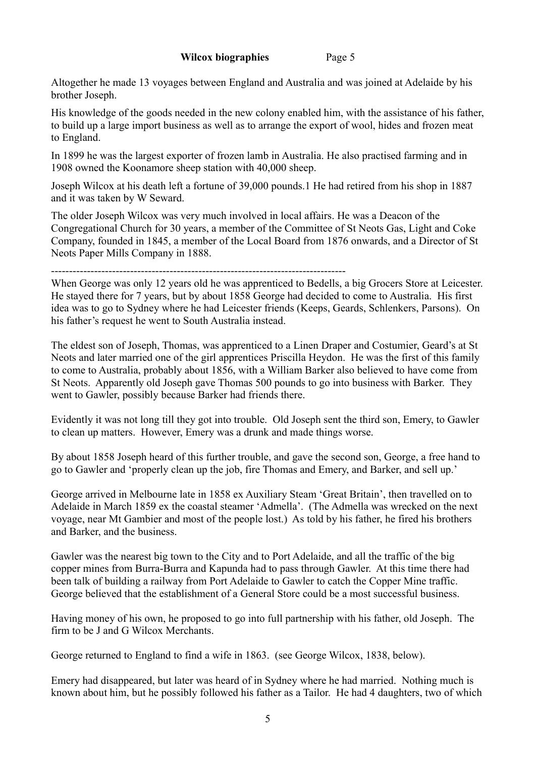Altogether he made 13 voyages between England and Australia and was joined at Adelaide by his brother Joseph.

His knowledge of the goods needed in the new colony enabled him, with the assistance of his father, to build up a large import business as well as to arrange the export of wool, hides and frozen meat to England.

In 1899 he was the largest exporter of frozen lamb in Australia. He also practised farming and in 1908 owned the Koonamore sheep station with 40,000 sheep.

Joseph Wilcox at his death left a fortune of 39,000 pounds.1 He had retired from his shop in 1887 and it was taken by W Seward.

The older Joseph Wilcox was very much involved in local affairs. He was a Deacon of the Congregational Church for 30 years, a member of the Committee of St Neots Gas, Light and Coke Company, founded in 1845, a member of the Local Board from 1876 onwards, and a Director of St Neots Paper Mills Company in 1888.

---

When George was only 12 years old he was apprenticed to Bedells, a big Grocers Store at Leicester. He stayed there for 7 years, but by about 1858 George had decided to come to Australia. His first idea was to go to Sydney where he had Leicester friends (Keeps, Geards, Schlenkers, Parsons). On his father's request he went to South Australia instead.

The eldest son of Joseph, Thomas, was apprenticed to a Linen Draper and Costumier, Geard's at St Neots and later married one of the girl apprentices Priscilla Heydon. He was the first of this family to come to Australia, probably about 1856, with a William Barker also believed to have come from St Neots. Apparently old Joseph gave Thomas 500 pounds to go into business with Barker. They went to Gawler, possibly because Barker had friends there.

Evidently it was not long till they got into trouble. Old Joseph sent the third son, Emery, to Gawler to clean up matters. However, Emery was a drunk and made things worse.

By about 1858 Joseph heard of this further trouble, and gave the second son, George, a free hand to go to Gawler and 'properly clean up the job, fire Thomas and Emery, and Barker, and sell up.'

George arrived in Melbourne late in 1858 ex Auxiliary Steam 'Great Britain', then travelled on to Adelaide in March 1859 ex the coastal steamer 'Admella'. (The Admella was wrecked on the next voyage, near Mt Gambier and most of the people lost.) As told by his father, he fired his brothers and Barker, and the business.

Gawler was the nearest big town to the City and to Port Adelaide, and all the traffic of the big copper mines from Burra-Burra and Kapunda had to pass through Gawler. At this time there had been talk of building a railway from Port Adelaide to Gawler to catch the Copper Mine traffic. George believed that the establishment of a General Store could be a most successful business.

Having money of his own, he proposed to go into full partnership with his father, old Joseph. The firm to be J and G Wilcox Merchants.

George returned to England to find a wife in 1863. (see George Wilcox, 1838, below).

Emery had disappeared, but later was heard of in Sydney where he had married. Nothing much is known about him, but he possibly followed his father as a Tailor. He had 4 daughters, two of which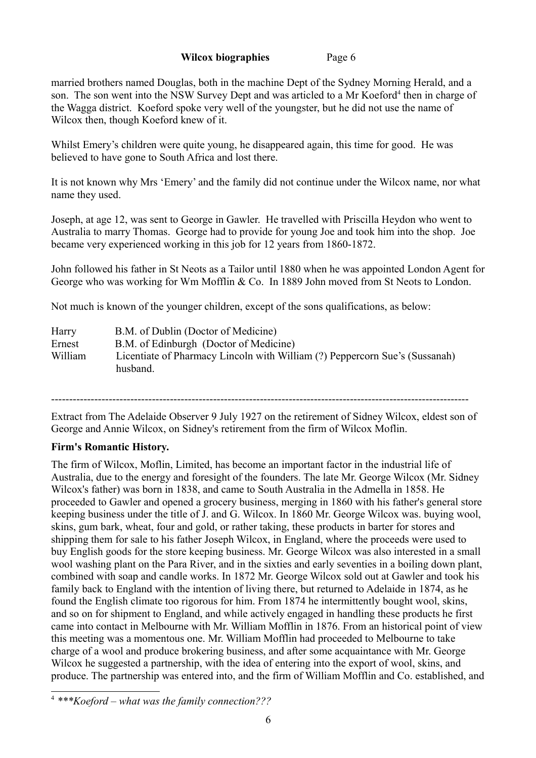married brothers named Douglas, both in the machine Dept of the Sydney Morning Herald, and a son. The son went into the NSW Survey Dept and was articled to a Mr Koeford[4] then in charge of the Wagga district. Koeford spoke very well of the youngster, but he did not use the name of Wilcox then, though Koeford knew of it.

Whilst Emery's children were quite young, he disappeared again, this time for good. He was believed to have gone to South Africa and lost there.

It is not known why Mrs 'Emery' and the family did not continue under the Wilcox name, nor what name they used.

Joseph, at age 12, was sent to George in Gawler. He travelled with Priscilla Heydon who went to Australia to marry Thomas. George had to provide for young Joe and took him into the shop. Joe became very experienced working in this job for 12 years from 1860-1872.

John followed his father in St Neots as a Tailor until 1880 when he was appointed London Agent for George who was working for Wm Mofflin & Co. In 1889 John moved from St Neots to London.

Not much is known of the younger children, except of the sons qualifications, as below:

| | |
|---|---|
| Harry | B.M. of Dublin (Doctor of Medicine) |
| Ernest | B.M. of Edinburgh (Doctor of Medicine) |
| William | Licentiate of Pharmacy Lincoln with William (?) Peppercorn Sue's (Sussanah) husband. |

---

Extract from The Adelaide Observer 9 July 1927 on the retirement of Sidney Wilcox, eldest son of George and Annie Wilcox, on Sidney's retirement from the firm of Wilcox Moflin.

**Firm's Romantic History.**

The firm of Wilcox, Moflin, Limited, has become an important factor in the industrial life of Australia, due to the energy and foresight of the founders. The late Mr. George Wilcox (Mr. Sidney Wilcox's father) was born in 1838, and came to South Australia in the Admella in 1858. He proceeded to Gawler and opened a grocery business, merging in 1860 with his father's general store keeping business under the title of J. and G. Wilcox. In 1860 Mr. George Wilcox was. buying wool, skins, gum bark, wheat, four and gold, or rather taking, these products in barter for stores and shipping them for sale to his father Joseph Wilcox, in England, where the proceeds were used to buy English goods for the store keeping business. Mr. George Wilcox was also interested in a small wool washing plant on the Para River, and in the sixties and early seventies in a boiling down plant, combined with soap and candle works. In 1872 Mr. George Wilcox sold out at Gawler and took his family back to England with the intention of living there, but returned to Adelaide in 1874, as he found the English climate too rigorous for him. From 1874 he intermittently bought wool, skins, and so on for shipment to England, and while actively engaged in handling these products he first came into contact in Melbourne with Mr. William Mofflin in 1876. From an historical point of view this meeting was a momentous one. Mr. William Mofflin had proceeded to Melbourne to take charge of a wool and produce brokering business, and after some acquaintance with Mr. George Wilcox he suggested a partnership, with the idea of entering into the export of wool, skins, and produce. The partnership was entered into, and the firm of William Mofflin and Co. established, and

[4] *\*\*\*Koeford – what was the family connection???*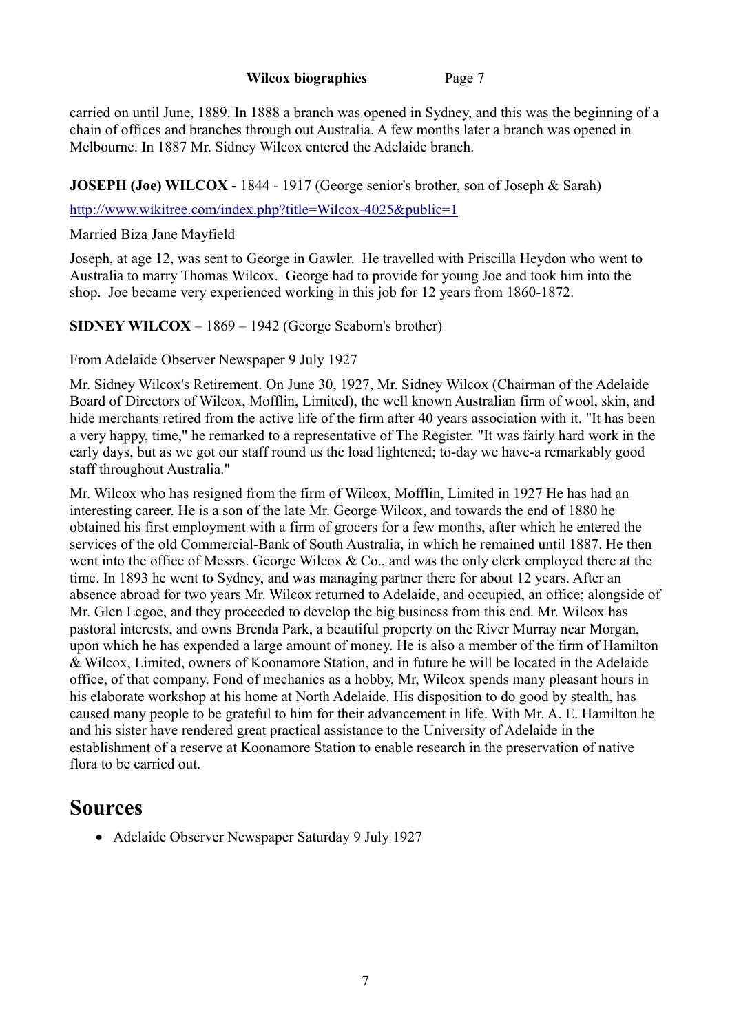carried on until June, 1889. In 1888 a branch was opened in Sydney, and this was the beginning of a chain of offices and branches through out Australia. A few months later a branch was opened in Melbourne. In 1887 Mr. Sidney Wilcox entered the Adelaide branch.

**JOSEPH (Joe) WILCOX -** 1844 - 1917 (George senior's brother, son of Joseph & Sarah)

http://www.wikitree.com/index.php?title=Wilcox-4025&public=1

Married Biza Jane Mayfield

Joseph, at age 12, was sent to George in Gawler. He travelled with Priscilla Heydon who went to Australia to marry Thomas Wilcox. George had to provide for young Joe and took him into the shop. Joe became very experienced working in this job for 12 years from 1860-1872.

**SIDNEY WILCOX** – 1869 – 1942 (George Seaborn's brother)

From Adelaide Observer Newspaper 9 July 1927

Mr. Sidney Wilcox's Retirement. On June 30, 1927, Mr. Sidney Wilcox (Chairman of the Adelaide Board of Directors of Wilcox, Mofflin, Limited), the well known Australian firm of wool, skin, and hide merchants retired from the active life of the firm after 40 years association with it. "It has been a very happy, time," he remarked to a representative of The Register. "It was fairly hard work in the early days, but as we got our staff round us the load lightened; to-day we have-a remarkably good staff throughout Australia."

Mr. Wilcox who has resigned from the firm of Wilcox, Mofflin, Limited in 1927 He has had an interesting career. He is a son of the late Mr. George Wilcox, and towards the end of 1880 he obtained his first employment with a firm of grocers for a few months, after which he entered the services of the old Commercial-Bank of South Australia, in which he remained until 1887. He then went into the office of Messrs. George Wilcox & Co., and was the only clerk employed there at the time. In 1893 he went to Sydney, and was managing partner there for about 12 years. After an absence abroad for two years Mr. Wilcox returned to Adelaide, and occupied, an office; alongside of Mr. Glen Legoe, and they proceeded to develop the big business from this end. Mr. Wilcox has pastoral interests, and owns Brenda Park, a beautiful property on the River Murray near Morgan, upon which he has expended a large amount of money. He is also a member of the firm of Hamilton & Wilcox, Limited, owners of Koonamore Station, and in future he will be located in the Adelaide office, of that company. Fond of mechanics as a hobby, Mr, Wilcox spends many pleasant hours in his elaborate workshop at his home at North Adelaide. His disposition to do good by stealth, has caused many people to be grateful to him for their advancement in life. With Mr. A. E. Hamilton he and his sister have rendered great practical assistance to the University of Adelaide in the establishment of a reserve at Koonamore Station to enable research in the preservation of native flora to be carried out.

# Sources

- Adelaide Observer Newspaper Saturday 9 July 1927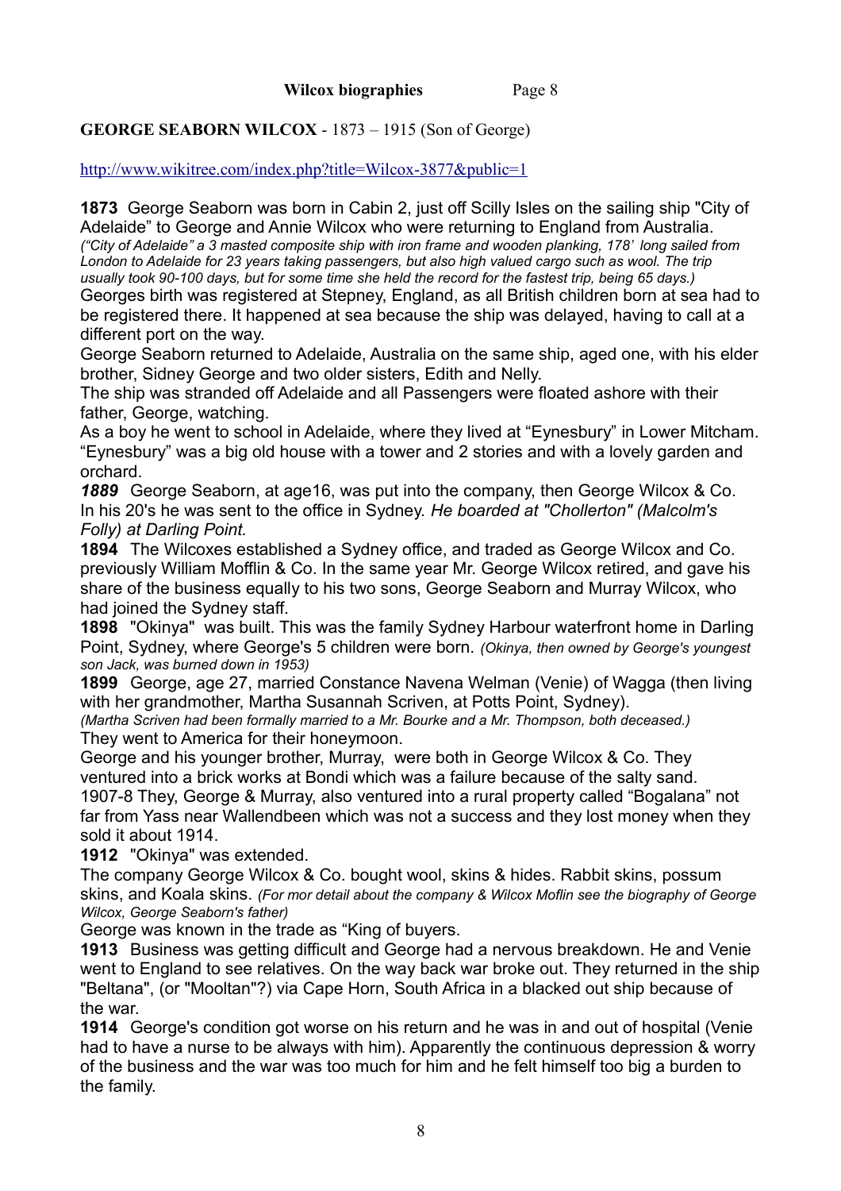## GEORGE SEABORN WILCOX - 1873 – 1915 (Son of George)

http://www.wikitree.com/index.php?title=Wilcox-3877&public=1

**1873** George Seaborn was born in Cabin 2, just off Scilly Isles on the sailing ship "City of Adelaide" to George and Annie Wilcox who were returning to England from Australia. *("City of Adelaide" a 3 masted composite ship with iron frame and wooden planking, 178' long sailed from London to Adelaide for 23 years taking passengers, but also high valued cargo such as wool. The trip usually took 90-100 days, but for some time she held the record for the fastest trip, being 65 days.)*
Georges birth was registered at Stepney, England, as all British children born at sea had to be registered there. It happened at sea because the ship was delayed, having to call at a different port on the way.
George Seaborn returned to Adelaide, Australia on the same ship, aged one, with his elder brother, Sidney George and two older sisters, Edith and Nelly.
The ship was stranded off Adelaide and all Passengers were floated ashore with their father, George, watching.
As a boy he went to school in Adelaide, where they lived at "Eynesbury" in Lower Mitcham. "Eynesbury" was a big old house with a tower and 2 stories and with a lovely garden and orchard.
***1889*** George Seaborn, at age16, was put into the company, then George Wilcox & Co. In his 20's he was sent to the office in Sydney. *He boarded at "Chollerton" (Malcolm's Folly) at Darling Point.*
**1894** The Wilcoxes established a Sydney office, and traded as George Wilcox and Co. previously William Mofflin & Co. In the same year Mr. George Wilcox retired, and gave his share of the business equally to his two sons, George Seaborn and Murray Wilcox, who had joined the Sydney staff.
**1898** "Okinya" was built. This was the family Sydney Harbour waterfront home in Darling Point, Sydney, where George's 5 children were born. *(Okinya, then owned by George's youngest son Jack, was burned down in 1953)*
**1899** George, age 27, married Constance Navena Welman (Venie) of Wagga (then living with her grandmother, Martha Susannah Scriven, at Potts Point, Sydney).
*(Martha Scriven had been formally married to a Mr. Bourke and a Mr. Thompson, both deceased.)*
They went to America for their honeymoon.
George and his younger brother, Murray, were both in George Wilcox & Co. They ventured into a brick works at Bondi which was a failure because of the salty sand.
1907-8 They, George & Murray, also ventured into a rural property called "Bogalana" not far from Yass near Wallendbeen which was not a success and they lost money when they sold it about 1914.
**1912** "Okinya" was extended.
The company George Wilcox & Co. bought wool, skins & hides. Rabbit skins, possum skins, and Koala skins. *(For mor detail about the company & Wilcox Moflin see the biography of George Wilcox, George Seaborn's father)*
George was known in the trade as "King of buyers.
**1913** Business was getting difficult and George had a nervous breakdown. He and Venie went to England to see relatives. On the way back war broke out. They returned in the ship "Beltana", (or "Mooltan"?) via Cape Horn, South Africa in a blacked out ship because of the war.
**1914** George's condition got worse on his return and he was in and out of hospital (Venie had to have a nurse to be always with him). Apparently the continuous depression & worry of the business and the war was too much for him and he felt himself too big a burden to the family.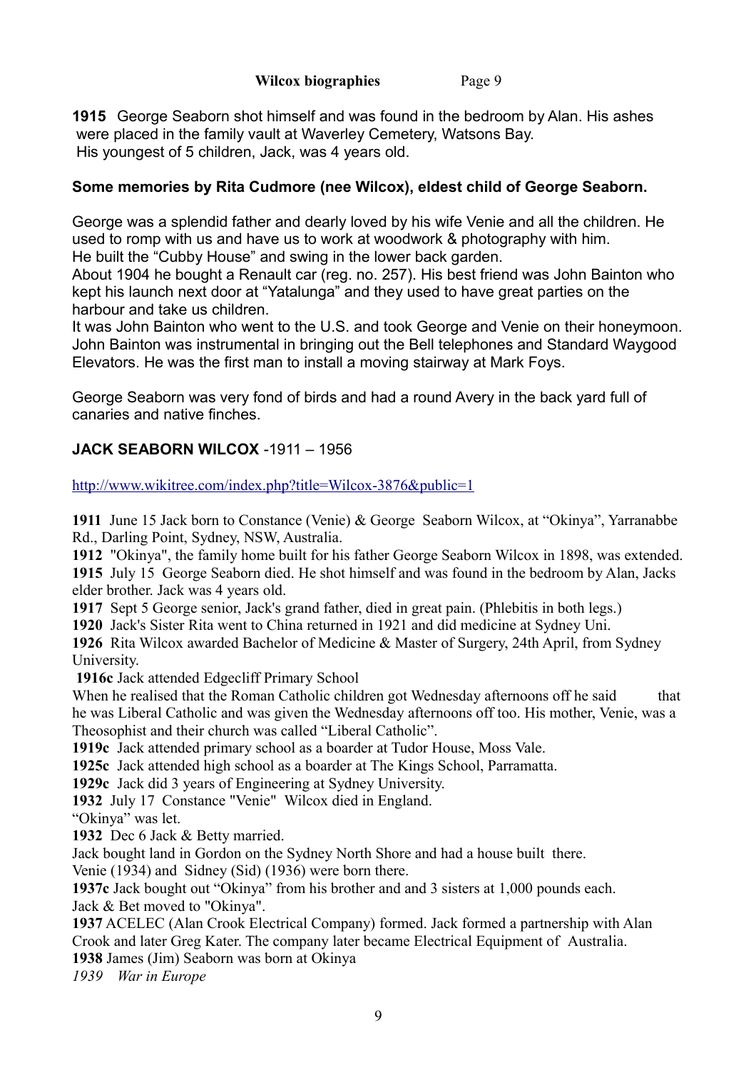**1915** George Seaborn shot himself and was found in the bedroom by Alan. His ashes were placed in the family vault at Waverley Cemetery, Watsons Bay.
His youngest of 5 children, Jack, was 4 years old.

**Some memories by Rita Cudmore (nee Wilcox), eldest child of George Seaborn.**

George was a splendid father and dearly loved by his wife Venie and all the children. He used to romp with us and have us to work at woodwork & photography with him.
He built the "Cubby House" and swing in the lower back garden.
About 1904 he bought a Renault car (reg. no. 257). His best friend was John Bainton who kept his launch next door at "Yatalunga" and they used to have great parties on the harbour and take us children.
It was John Bainton who went to the U.S. and took George and Venie on their honeymoon. John Bainton was instrumental in bringing out the Bell telephones and Standard Waygood Elevators. He was the first man to install a moving stairway at Mark Foys.

George Seaborn was very fond of birds and had a round Avery in the back yard full of canaries and native finches.

## JACK SEABORN WILCOX -1911 – 1956

http://www.wikitree.com/index.php?title=Wilcox-3876&public=1

**1911** June 15 Jack born to Constance (Venie) & George Seaborn Wilcox, at "Okinya", Yarranabbe Rd., Darling Point, Sydney, NSW, Australia.
**1912** "Okinya", the family home built for his father George Seaborn Wilcox in 1898, was extended.
**1915** July 15 George Seaborn died. He shot himself and was found in the bedroom by Alan, Jacks elder brother. Jack was 4 years old.
**1917** Sept 5 George senior, Jack's grand father, died in great pain. (Phlebitis in both legs.)
**1920** Jack's Sister Rita went to China returned in 1921 and did medicine at Sydney Uni.
**1926** Rita Wilcox awarded Bachelor of Medicine & Master of Surgery, 24th April, from Sydney University.
**1916c** Jack attended Edgecliff Primary School
When he realised that the Roman Catholic children got Wednesday afternoons off he said that he was Liberal Catholic and was given the Wednesday afternoons off too. His mother, Venie, was a Theosophist and their church was called "Liberal Catholic".
**1919c** Jack attended primary school as a boarder at Tudor House, Moss Vale.
**1925c** Jack attended high school as a boarder at The Kings School, Parramatta.
**1929c** Jack did 3 years of Engineering at Sydney University.
**1932** July 17 Constance "Venie" Wilcox died in England.
"Okinya" was let.
**1932** Dec 6 Jack & Betty married.
Jack bought land in Gordon on the Sydney North Shore and had a house built there.
Venie (1934) and Sidney (Sid) (1936) were born there.
**1937c** Jack bought out "Okinya" from his brother and and 3 sisters at 1,000 pounds each.
Jack & Bet moved to "Okinya".
**1937** ACELEC (Alan Crook Electrical Company) formed. Jack formed a partnership with Alan Crook and later Greg Kater. The company later became Electrical Equipment of Australia.
**1938** James (Jim) Seaborn was born at Okinya
*1939 War in Europe*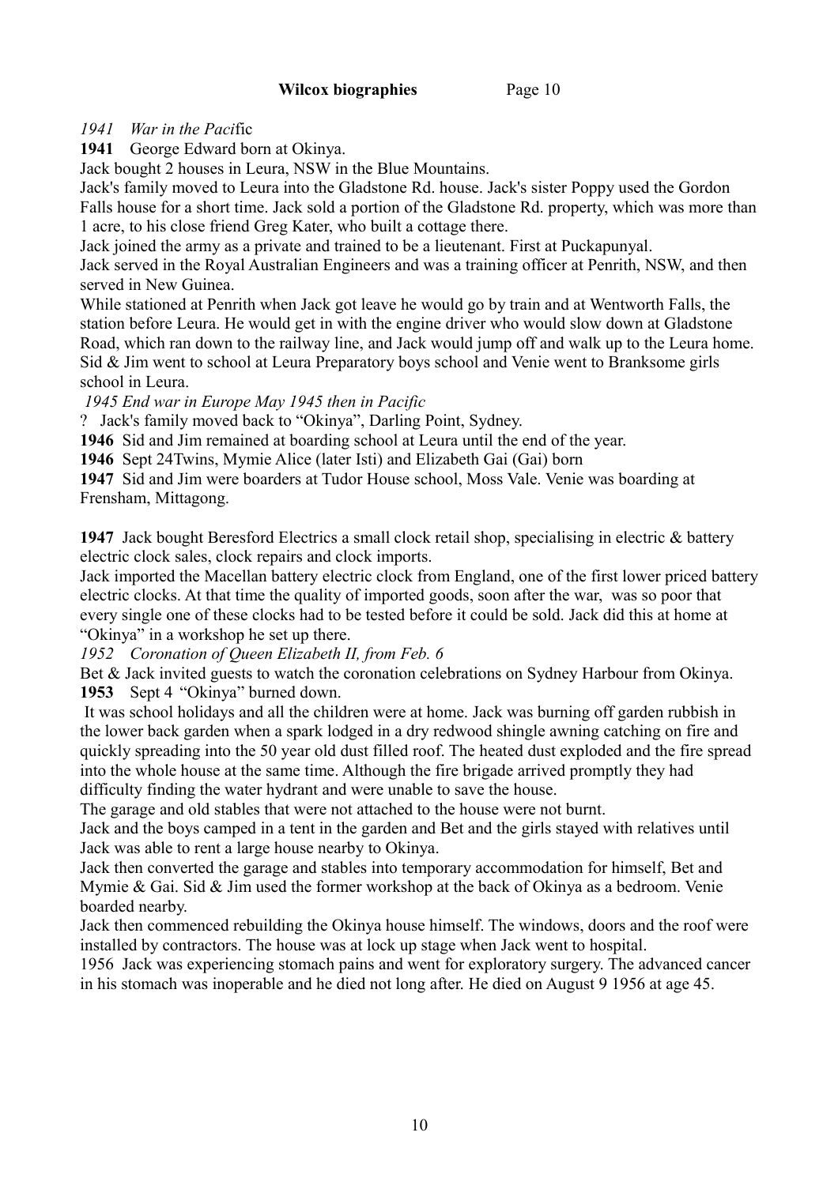*1941 War in the Paci*fic

**1941** George Edward born at Okinya.

Jack bought 2 houses in Leura, NSW in the Blue Mountains.

Jack's family moved to Leura into the Gladstone Rd. house. Jack's sister Poppy used the Gordon Falls house for a short time. Jack sold a portion of the Gladstone Rd. property, which was more than 1 acre, to his close friend Greg Kater, who built a cottage there.

Jack joined the army as a private and trained to be a lieutenant. First at Puckapunyal.

Jack served in the Royal Australian Engineers and was a training officer at Penrith, NSW, and then served in New Guinea.

While stationed at Penrith when Jack got leave he would go by train and at Wentworth Falls, the station before Leura. He would get in with the engine driver who would slow down at Gladstone Road, which ran down to the railway line, and Jack would jump off and walk up to the Leura home.

Sid & Jim went to school at Leura Preparatory boys school and Venie went to Branksome girls school in Leura.

*1945 End war in Europe May 1945 then in Pacific*

? Jack's family moved back to "Okinya", Darling Point, Sydney.

**1946** Sid and Jim remained at boarding school at Leura until the end of the year.

**1946** Sept 24Twins, Mymie Alice (later Isti) and Elizabeth Gai (Gai) born

**1947** Sid and Jim were boarders at Tudor House school, Moss Vale. Venie was boarding at Frensham, Mittagong.

**1947** Jack bought Beresford Electrics a small clock retail shop, specialising in electric & battery electric clock sales, clock repairs and clock imports.

Jack imported the Macellan battery electric clock from England, one of the first lower priced battery electric clocks. At that time the quality of imported goods, soon after the war, was so poor that every single one of these clocks had to be tested before it could be sold. Jack did this at home at "Okinya" in a workshop he set up there.

*1952 Coronation of Queen Elizabeth II, from Feb. 6*

Bet & Jack invited guests to watch the coronation celebrations on Sydney Harbour from Okinya.

**1953** Sept 4 "Okinya" burned down.

It was school holidays and all the children were at home. Jack was burning off garden rubbish in the lower back garden when a spark lodged in a dry redwood shingle awning catching on fire and quickly spreading into the 50 year old dust filled roof. The heated dust exploded and the fire spread into the whole house at the same time. Although the fire brigade arrived promptly they had difficulty finding the water hydrant and were unable to save the house.

The garage and old stables that were not attached to the house were not burnt.

Jack and the boys camped in a tent in the garden and Bet and the girls stayed with relatives until Jack was able to rent a large house nearby to Okinya.

Jack then converted the garage and stables into temporary accommodation for himself, Bet and Mymie & Gai. Sid & Jim used the former workshop at the back of Okinya as a bedroom. Venie boarded nearby.

Jack then commenced rebuilding the Okinya house himself. The windows, doors and the roof were installed by contractors. The house was at lock up stage when Jack went to hospital.

1956 Jack was experiencing stomach pains and went for exploratory surgery. The advanced cancer in his stomach was inoperable and he died not long after. He died on August 9 1956 at age 45.